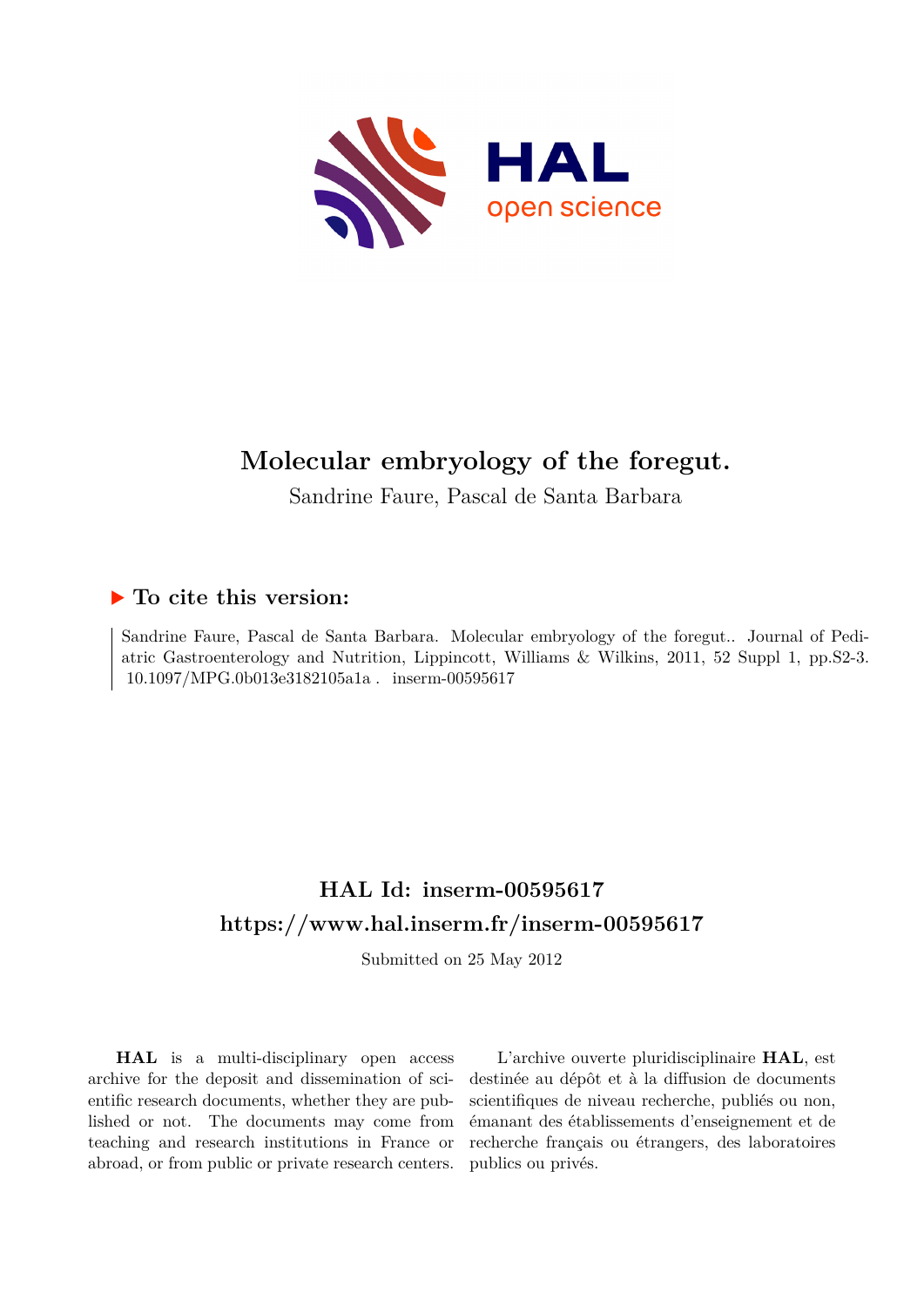# Molecular embryology of the foregut.

Sandrine Faure, Pascal de Santa Barbara

## ▶ To cite this version:

Sandrine Faure, Pascal de Santa Barbara. Molecular embryology of the foregut.. Journal of Pediatric Gastroenterology and Nutrition, Lippincott, Williams & Wilkins, 2011, 52 Suppl 1, pp.S2-3. 10.1097/MPG.0b013e3182105a1a . inserm-00595617

## HAL Id: inserm-00595617
## https://www.hal.inserm.fr/inserm-00595617

Submitted on 25 May 2012

**HAL** is a multi-disciplinary open access archive for the deposit and dissemination of scientific research documents, whether they are published or not. The documents may come from teaching and research institutions in France or abroad, or from public or private research centers.

L'archive ouverte pluridisciplinaire **HAL**, est destinée au dépôt et à la diffusion de documents scientifiques de niveau recherche, publiés ou non, émanant des établissements d'enseignement et de recherche français ou étrangers, des laboratoires publics ou privés.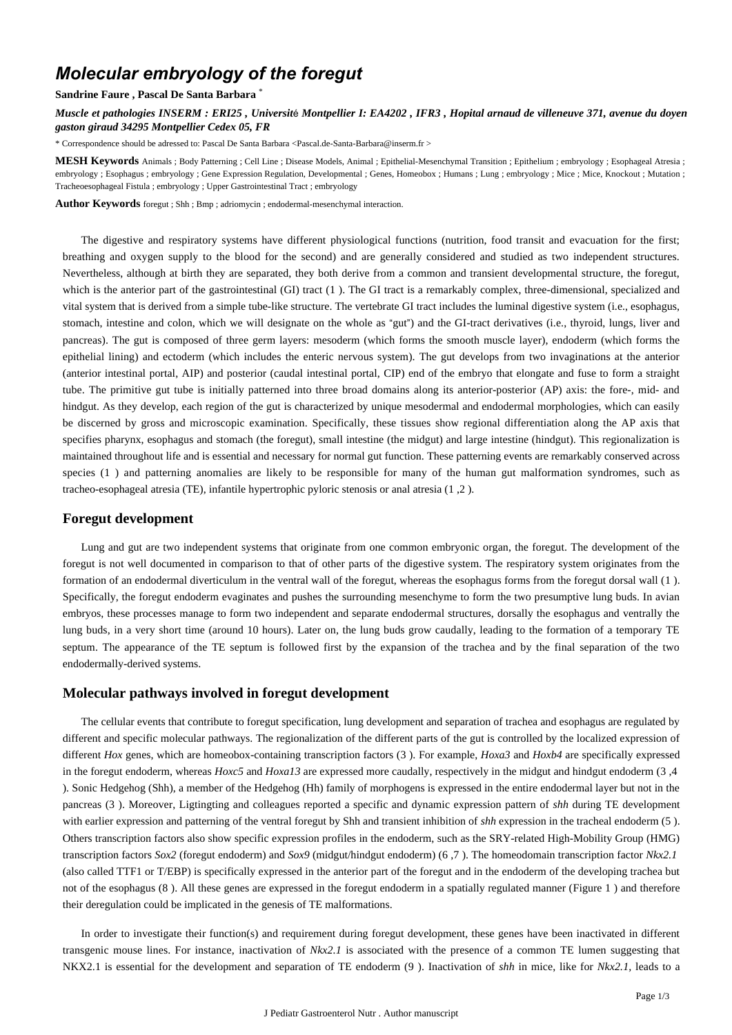# *Molecular embryology of the foregut*

**Sandrine Faure , Pascal De Santa Barbara** *

***Muscle et pathologies INSERM : ERI25 , Université Montpellier I: EA4202 , IFR3 , Hopital arnaud de villeneuve 371, avenue du doyen gaston giraud 34295 Montpellier Cedex 05, FR***

* Correspondence should be adressed to: Pascal De Santa Barbara <Pascal.de-Santa-Barbara@inserm.fr >

**MESH Keywords** Animals ; Body Patterning ; Cell Line ; Disease Models, Animal ; Epithelial-Mesenchymal Transition ; Epithelium ; embryology ; Esophageal Atresia ; embryology ; Esophagus ; embryology ; Gene Expression Regulation, Developmental ; Genes, Homeobox ; Humans ; Lung ; embryology ; Mice ; Mice, Knockout ; Mutation ; Tracheoesophageal Fistula ; embryology ; Upper Gastrointestinal Tract ; embryology

**Author Keywords** foregut ; Shh ; Bmp ; adriomycin ; endodermal-mesenchymal interaction.

The digestive and respiratory systems have different physiological functions (nutrition, food transit and evacuation for the first; breathing and oxygen supply to the blood for the second) and are generally considered and studied as two independent structures. Nevertheless, although at birth they are separated, they both derive from a common and transient developmental structure, the foregut, which is the anterior part of the gastrointestinal (GI) tract (1 ). The GI tract is a remarkably complex, three-dimensional, specialized and vital system that is derived from a simple tube-like structure. The vertebrate GI tract includes the luminal digestive system (i.e., esophagus, stomach, intestine and colon, which we will designate on the whole as "gut") and the GI-tract derivatives (i.e., thyroid, lungs, liver and pancreas). The gut is composed of three germ layers: mesoderm (which forms the smooth muscle layer), endoderm (which forms the epithelial lining) and ectoderm (which includes the enteric nervous system). The gut develops from two invaginations at the anterior (anterior intestinal portal, AIP) and posterior (caudal intestinal portal, CIP) end of the embryo that elongate and fuse to form a straight tube. The primitive gut tube is initially patterned into three broad domains along its anterior-posterior (AP) axis: the fore-, mid- and hindgut. As they develop, each region of the gut is characterized by unique mesodermal and endodermal morphologies, which can easily be discerned by gross and microscopic examination. Specifically, these tissues show regional differentiation along the AP axis that specifies pharynx, esophagus and stomach (the foregut), small intestine (the midgut) and large intestine (hindgut). This regionalization is maintained throughout life and is essential and necessary for normal gut function. These patterning events are remarkably conserved across species (1 ) and patterning anomalies are likely to be responsible for many of the human gut malformation syndromes, such as tracheo-esophageal atresia (TE), infantile hypertrophic pyloric stenosis or anal atresia (1 ,2 ).

## Foregut development

Lung and gut are two independent systems that originate from one common embryonic organ, the foregut. The development of the foregut is not well documented in comparison to that of other parts of the digestive system. The respiratory system originates from the formation of an endodermal diverticulum in the ventral wall of the foregut, whereas the esophagus forms from the foregut dorsal wall (1 ). Specifically, the foregut endoderm evaginates and pushes the surrounding mesenchyme to form the two presumptive lung buds. In avian embryos, these processes manage to form two independent and separate endodermal structures, dorsally the esophagus and ventrally the lung buds, in a very short time (around 10 hours). Later on, the lung buds grow caudally, leading to the formation of a temporary TE septum. The appearance of the TE septum is followed first by the expansion of the trachea and by the final separation of the two endodermally-derived systems.

## Molecular pathways involved in foregut development

The cellular events that contribute to foregut specification, lung development and separation of trachea and esophagus are regulated by different and specific molecular pathways. The regionalization of the different parts of the gut is controlled by the localized expression of different *Hox* genes, which are homeobox-containing transcription factors (3 ). For example, *Hoxa3* and *Hoxb4* are specifically expressed in the foregut endoderm, whereas *Hoxc5* and *Hoxa13* are expressed more caudally, respectively in the midgut and hindgut endoderm (3 ,4 ). Sonic Hedgehog (Shh), a member of the Hedgehog (Hh) family of morphogens is expressed in the entire endodermal layer but not in the pancreas (3 ). Moreover, Ligtingting and colleagues reported a specific and dynamic expression pattern of *shh* during TE development with earlier expression and patterning of the ventral foregut by Shh and transient inhibition of *shh* expression in the tracheal endoderm (5 ). Others transcription factors also show specific expression profiles in the endoderm, such as the SRY-related High-Mobility Group (HMG) transcription factors *Sox2* (foregut endoderm) and *Sox9* (midgut/hindgut endoderm) (6 ,7 ). The homeodomain transcription factor *Nkx2.1* (also called TTF1 or T/EBP) is specifically expressed in the anterior part of the foregut and in the endoderm of the developing trachea but not of the esophagus (8 ). All these genes are expressed in the foregut endoderm in a spatially regulated manner (Figure 1 ) and therefore their deregulation could be implicated in the genesis of TE malformations.

In order to investigate their function(s) and requirement during foregut development, these genes have been inactivated in different transgenic mouse lines. For instance, inactivation of *Nkx2.1* is associated with the presence of a common TE lumen suggesting that NKX2.1 is essential for the development and separation of TE endoderm (9 ). Inactivation of *shh* in mice, like for *Nkx2.1*, leads to a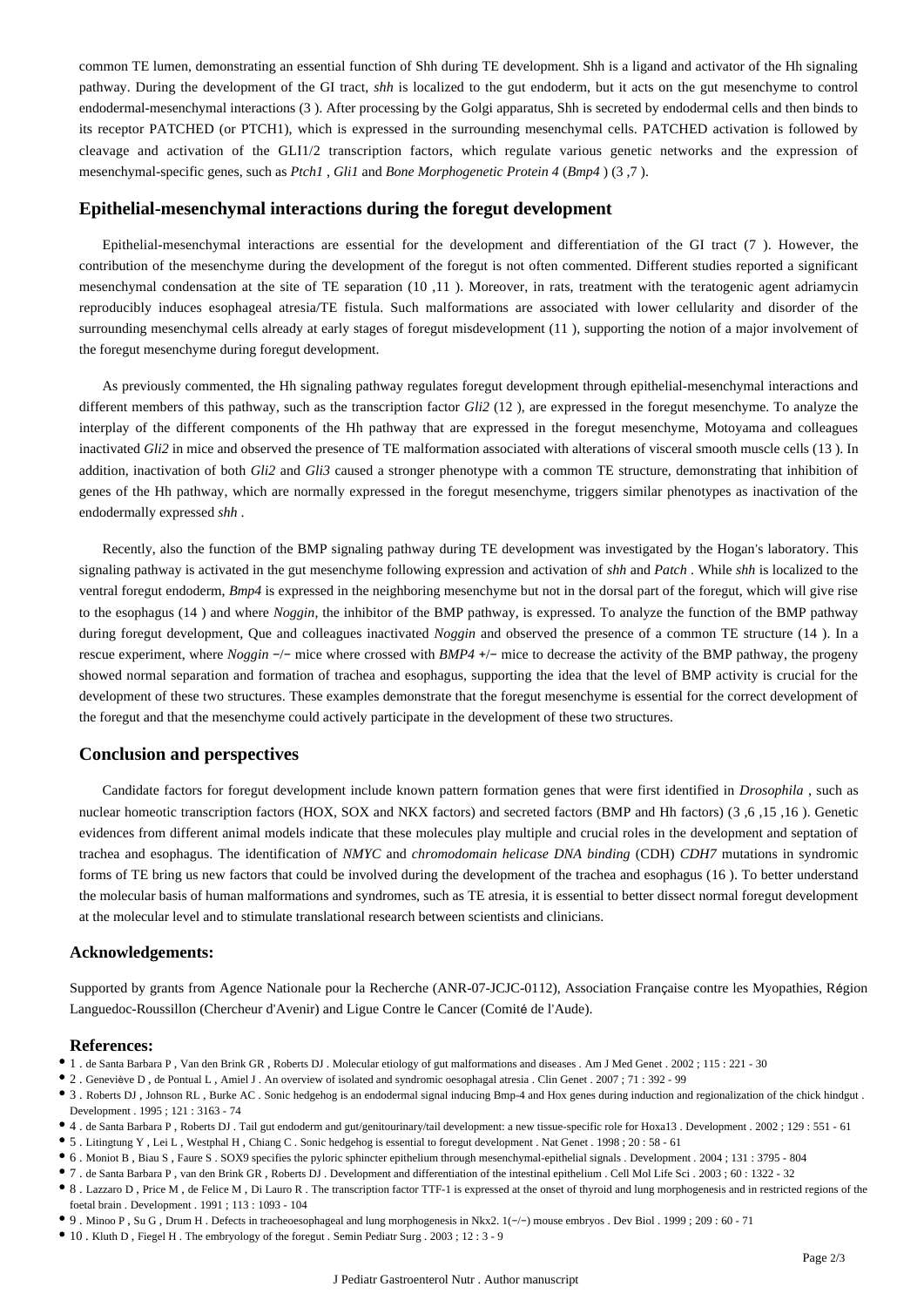common TE lumen, demonstrating an essential function of Shh during TE development. Shh is a ligand and activator of the Hh signaling pathway. During the development of the GI tract, *shh* is localized to the gut endoderm, but it acts on the gut mesenchyme to control endodermal-mesenchymal interactions (3 ). After processing by the Golgi apparatus, Shh is secreted by endodermal cells and then binds to its receptor PATCHED (or PTCH1), which is expressed in the surrounding mesenchymal cells. PATCHED activation is followed by cleavage and activation of the GLI1/2 transcription factors, which regulate various genetic networks and the expression of mesenchymal-specific genes, such as *Ptch1* , *Gli1* and *Bone Morphogenetic Protein 4* (*Bmp4* ) (3 ,7 ).

## Epithelial-mesenchymal interactions during the foregut development

Epithelial-mesenchymal interactions are essential for the development and differentiation of the GI tract (7 ). However, the contribution of the mesenchyme during the development of the foregut is not often commented. Different studies reported a significant mesenchymal condensation at the site of TE separation (10 ,11 ). Moreover, in rats, treatment with the teratogenic agent adriamycin reproducibly induces esophageal atresia/TE fistula. Such malformations are associated with lower cellularity and disorder of the surrounding mesenchymal cells already at early stages of foregut misdevelopment (11 ), supporting the notion of a major involvement of the foregut mesenchyme during foregut development.

As previously commented, the Hh signaling pathway regulates foregut development through epithelial-mesenchymal interactions and different members of this pathway, such as the transcription factor *Gli2* (12 ), are expressed in the foregut mesenchyme. To analyze the interplay of the different components of the Hh pathway that are expressed in the foregut mesenchyme, Motoyama and colleagues inactivated *Gli2* in mice and observed the presence of TE malformation associated with alterations of visceral smooth muscle cells (13 ). In addition, inactivation of both *Gli2* and *Gli3* caused a stronger phenotype with a common TE structure, demonstrating that inhibition of genes of the Hh pathway, which are normally expressed in the foregut mesenchyme, triggers similar phenotypes as inactivation of the endodermally expressed *shh* .

Recently, also the function of the BMP signaling pathway during TE development was investigated by the Hogan's laboratory. This signaling pathway is activated in the gut mesenchyme following expression and activation of *shh* and *Patch* . While *shh* is localized to the ventral foregut endoderm, *Bmp4* is expressed in the neighboring mesenchyme but not in the dorsal part of the foregut, which will give rise to the esophagus (14 ) and where *Noggin*, the inhibitor of the BMP pathway, is expressed. To analyze the function of the BMP pathway during foregut development, Que and colleagues inactivated *Noggin* and observed the presence of a common TE structure (14 ). In a rescue experiment, where *Noggin* −/− mice where crossed with *BMP4* +/− mice to decrease the activity of the BMP pathway, the progeny showed normal separation and formation of trachea and esophagus, supporting the idea that the level of BMP activity is crucial for the development of these two structures. These examples demonstrate that the foregut mesenchyme is essential for the correct development of the foregut and that the mesenchyme could actively participate in the development of these two structures.

## Conclusion and perspectives

Candidate factors for foregut development include known pattern formation genes that were first identified in *Drosophila* , such as nuclear homeotic transcription factors (HOX, SOX and NKX factors) and secreted factors (BMP and Hh factors) (3 ,6 ,15 ,16 ). Genetic evidences from different animal models indicate that these molecules play multiple and crucial roles in the development and septation of trachea and esophagus. The identification of *NMYC* and *chromodomain helicase DNA binding* (CDH) *CDH7* mutations in syndromic forms of TE bring us new factors that could be involved during the development of the trachea and esophagus (16 ). To better understand the molecular basis of human malformations and syndromes, such as TE atresia, it is essential to better dissect normal foregut development at the molecular level and to stimulate translational research between scientists and clinicians.

### Acknowledgements:

Supported by grants from Agence Nationale pour la Recherche (ANR-07-JCJC-0112), Association Française contre les Myopathies, Région Languedoc-Roussillon (Chercheur d'Avenir) and Ligue Contre le Cancer (Comité de l'Aude).

### References:

- 1 . de Santa Barbara P , Van den Brink GR , Roberts DJ . Molecular etiology of gut malformations and diseases . Am J Med Genet . 2002 ; 115 : 221 - 30
- 2 . Geneviève D , de Pontual L , Amiel J . An overview of isolated and syndromic oesophagal atresia . Clin Genet . 2007 ; 71 : 392 - 99
- 3 . Roberts DJ , Johnson RL , Burke AC . Sonic hedgehog is an endodermal signal inducing Bmp-4 and Hox genes during induction and regionalization of the chick hindgut . Development . 1995 ; 121 : 3163 - 74
- 4 . de Santa Barbara P , Roberts DJ . Tail gut endoderm and gut/genitourinary/tail development: a new tissue-specific role for Hoxa13 . Development . 2002 ; 129 : 551 - 61
- 5 . Litingtung Y , Lei L , Westphal H , Chiang C . Sonic hedgehog is essential to foregut development . Nat Genet . 1998 ; 20 : 58 - 61
- 6 . Moniot B , Biau S , Faure S . SOX9 specifies the pyloric sphincter epithelium through mesenchymal-epithelial signals . Development . 2004 ; 131 : 3795 - 804
- 7 . de Santa Barbara P , van den Brink GR , Roberts DJ . Development and differentiation of the intestinal epithelium . Cell Mol Life Sci . 2003 ; 60 : 1322 - 32
- 8 . Lazzaro D , Price M , de Felice M , Di Lauro R . The transcription factor TTF-1 is expressed at the onset of thyroid and lung morphogenesis and in restricted regions of the foetal brain . Development . 1991 ; 113 : 1093 - 104
- 9 . Minoo P , Su G , Drum H . Defects in tracheoesophageal and lung morphogenesis in Nkx2. 1(−/−) mouse embryos . Dev Biol . 1999 ; 209 : 60 - 71
- 10 . Kluth D , Fiegel H . The embryology of the foregut . Semin Pediatr Surg . 2003 ; 12 : 3 - 9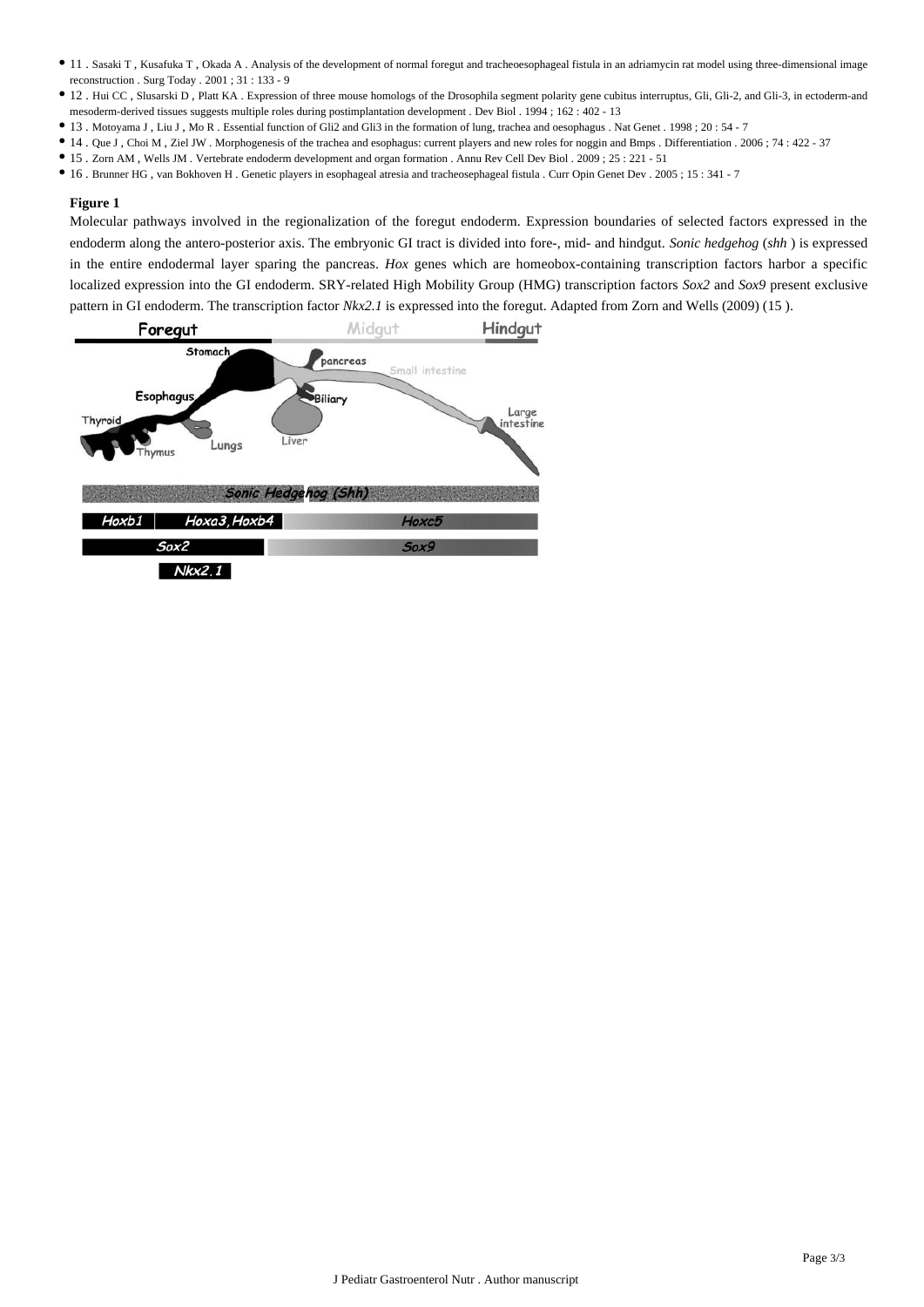- 11 . Sasaki T , Kusafuka T , Okada A . Analysis of the development of normal foregut and tracheoesophageal fistula in an adriamycin rat model using three-dimensional image reconstruction . Surg Today . 2001 ; 31 : 133 - 9
- 12 . Hui CC , Slusarski D , Platt KA . Expression of three mouse homologs of the Drosophila segment polarity gene cubitus interruptus, Gli, Gli-2, and Gli-3, in ectoderm-and mesoderm-derived tissues suggests multiple roles during postimplantation development . Dev Biol . 1994 ; 162 : 402 - 13
- 13 . Motoyama J , Liu J , Mo R . Essential function of Gli2 and Gli3 in the formation of lung, trachea and oesophagus . Nat Genet . 1998 ; 20 : 54 - 7
- 14 . Que J , Choi M , Ziel JW . Morphogenesis of the trachea and esophagus: current players and new roles for noggin and Bmps . Differentiation . 2006 ; 74 : 422 - 37
- 15 . Zorn AM , Wells JM . Vertebrate endoderm development and organ formation . Annu Rev Cell Dev Biol . 2009 ; 25 : 221 - 51
- 16 . Brunner HG , van Bokhoven H . Genetic players in esophageal atresia and tracheosephageal fistula . Curr Opin Genet Dev . 2005 ; 15 : 341 - 7

**Figure 1**

Molecular pathways involved in the regionalization of the foregut endoderm. Expression boundaries of selected factors expressed in the endoderm along the antero-posterior axis. The embryonic GI tract is divided into fore-, mid- and hindgut. *Sonic hedgehog* (*shh* ) is expressed in the entire endodermal layer sparing the pancreas. *Hox* genes which are homeobox-containing transcription factors harbor a specific localized expression into the GI endoderm. SRY-related High Mobility Group (HMG) transcription factors *Sox2* and *Sox9* present exclusive pattern in GI endoderm. The transcription factor *Nkx2.1* is expressed into the foregut. Adapted from Zorn and Wells (2009) (15 ).

Foregut
Midgut
Hindgut
Stomach
pancreas
Small intestine
Esophagus
Biliary
Thyroid
Large intestine
Thymus
Lungs
Liver
Sonic Hedgehog (Shh)
Hoxb1
Hoxa3, Hoxb4
Hoxc5
Sox2
Sox9
Nkx2.1